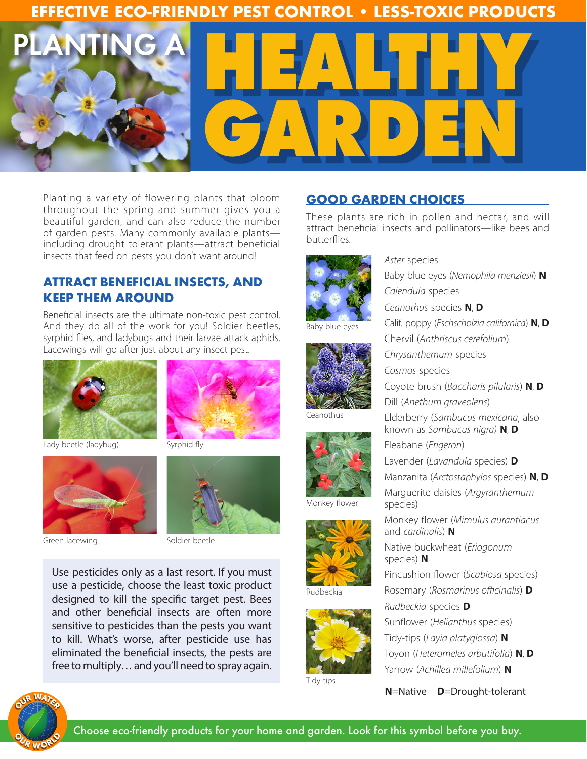EFFECTIVE ECO-FRIENDLY PEST CONTROL • LESS-TOXIC PRODUCTS

# PLANTING A HEALTHY GARDEN

Planting a variety of flowering plants that bloom throughout the spring and summer gives you a beautiful garden, and can also reduce the number of garden pests. Many commonly available plants—including drought tolerant plants—attract beneficial insects that feed on pests you don't want around!

## ATTRACT BENEFICIAL INSECTS, AND KEEP THEM AROUND

Beneficial insects are the ultimate non-toxic pest control. And they do all of the work for you! Soldier beetles, syrphid flies, and ladybugs and their larvae attack aphids. Lacewings will go after just about any insect pest.

Lady beetle (ladybug)

Syrphid fly

Green lacewing

Soldier beetle

Use pesticides only as a last resort. If you must use a pesticide, choose the least toxic product designed to kill the specific target pest. Bees and other beneficial insects are often more sensitive to pesticides than the pests you want to kill. What's worse, after pesticide use has eliminated the beneficial insects, the pests are free to multiply… and you'll need to spray again.

## GOOD GARDEN CHOICES

These plants are rich in pollen and nectar, and will attract beneficial insects and pollinators—like bees and butterflies.

Baby blue eyes

Ceanothus

Monkey flower

Rudbeckia

Tidy-tips

- *Aster* species
- Baby blue eyes (*Nemophila menziesii*) **N**
- *Calendula* species
- *Ceanothus* species **N**, **D**
- Calif. poppy (*Eschscholzia californica*) **N**, **D**
- Chervil (*Anthriscus cerefolium*)
- *Chrysanthemum* species
- *Cosmos* species
- Coyote brush (*Baccharis pilularis*) **N**, **D**
- Dill (*Anethum graveolens*)
- Elderberry (*Sambucus mexicana*, also known as *Sambucus nigra*) **N**, **D**
- Fleabane (*Erigeron*)
- Lavender (*Lavandula* species) **D**
- Manzanita (*Arctostaphylos* species) **N**, **D**
- Marguerite daisies (*Argyranthemum* species)
- Monkey flower (*Mimulus aurantiacus* and *cardinalis*) **N**
- Native buckwheat (*Eriogonum* species) **N**
- Pincushion flower (*Scabiosa* species)
- Rosemary (*Rosmarinus officinalis*) **D**
- *Rudbeckia* species **D**
- Sunflower (*Helianthus* species)
- Tidy-tips (*Layia platyglossa*) **N**
- Toyon (*Heteromeles arbutifolia*) **N**, **D**
- Yarrow (*Achillea millefolium*) **N**

**N**=Native **D**=Drought-tolerant

OUR WATER OUR WORLD

Choose eco-friendly products for your home and garden. Look for this symbol before you buy.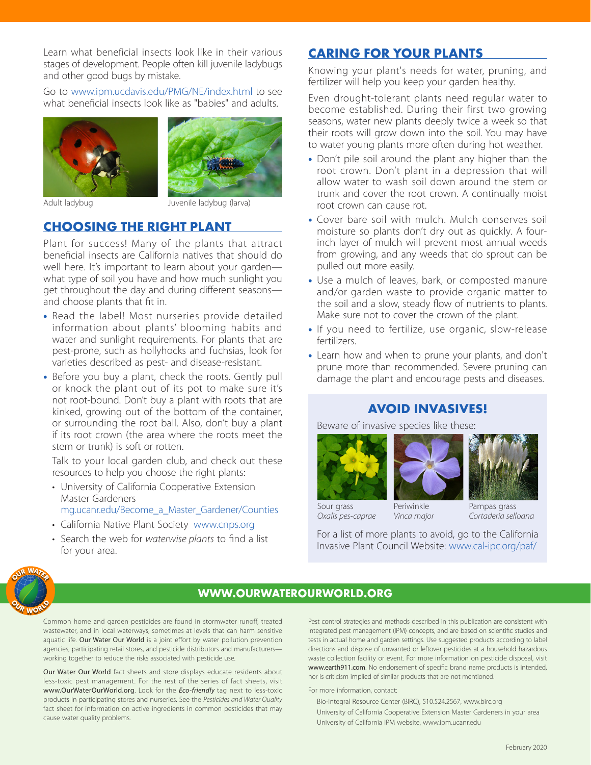Learn what beneficial insects look like in their various stages of development. People often kill juvenile ladybugs and other good bugs by mistake.

Go to www.ipm.ucdavis.edu/PMG/NE/index.html to see what beneficial insects look like as "babies" and adults.

Adult ladybug

Juvenile ladybug (larva)

## CHOOSING THE RIGHT PLANT

Plant for success! Many of the plants that attract beneficial insects are California natives that should do well here. It's important to learn about your garden—what type of soil you have and how much sunlight you get throughout the day and during different seasons—and choose plants that fit in.

- Read the label! Most nurseries provide detailed information about plants' blooming habits and water and sunlight requirements. For plants that are pest-prone, such as hollyhocks and fuchsias, look for varieties described as pest- and disease-resistant.
- Before you buy a plant, check the roots. Gently pull or knock the plant out of its pot to make sure it's not root-bound. Don't buy a plant with roots that are kinked, growing out of the bottom of the container, or surrounding the root ball. Also, don't buy a plant if its root crown (the area where the roots meet the stem or trunk) is soft or rotten.

  Talk to your local garden club, and check out these resources to help you choose the right plants:

  - University of California Cooperative Extension Master Gardeners mg.ucanr.edu/Become_a_Master_Gardener/Counties
  - California Native Plant Society www.cnps.org
  - Search the web for *waterwise plants* to find a list for your area.

## CARING FOR YOUR PLANTS

Knowing your plant's needs for water, pruning, and fertilizer will help you keep your garden healthy.

Even drought-tolerant plants need regular water to become established. During their first two growing seasons, water new plants deeply twice a week so that their roots will grow down into the soil. You may have to water young plants more often during hot weather.

- Don't pile soil around the plant any higher than the root crown. Don't plant in a depression that will allow water to wash soil down around the stem or trunk and cover the root crown. A continually moist root crown can cause rot.
- Cover bare soil with mulch. Mulch conserves soil moisture so plants don't dry out as quickly. A four-inch layer of mulch will prevent most annual weeds from growing, and any weeds that do sprout can be pulled out more easily.
- Use a mulch of leaves, bark, or composted manure and/or garden waste to provide organic matter to the soil and a slow, steady flow of nutrients to plants. Make sure not to cover the crown of the plant.
- If you need to fertilize, use organic, slow-release fertilizers.
- Learn how and when to prune your plants, and don't prune more than recommended. Severe pruning can damage the plant and encourage pests and diseases.

### AVOID INVASIVES!

Beware of invasive species like these:

Sour grass
*Oxalis pes-caprae*

Periwinkle
*Vinca major*

Pampas grass
*Cortaderia selloana*

For a list of more plants to avoid, go to the California Invasive Plant Council Website: www.cal-ipc.org/paf/

## WWW.OURWATEROURWORLD.ORG

Common home and garden pesticides are found in stormwater runoff, treated wastewater, and in local waterways, sometimes at levels that can harm sensitive aquatic life. Our Water Our World is a joint effort by water pollution prevention agencies, participating retail stores, and pesticide distributors and manufacturers—working together to reduce the risks associated with pesticide use.

Our Water Our World fact sheets and store displays educate residents about less-toxic pest management. For the rest of the series of fact sheets, visit www.OurWaterOurWorld.org. Look for the ***Eco-friendly*** tag next to less-toxic products in participating stores and nurseries. See the *Pesticides and Water Quality* fact sheet for information on active ingredients in common pesticides that may cause water quality problems.

Pest control strategies and methods described in this publication are consistent with integrated pest management (IPM) concepts, and are based on scientific studies and tests in actual home and garden settings. Use suggested products according to label directions and dispose of unwanted or leftover pesticides at a household hazardous waste collection facility or event. For more information on pesticide disposal, visit www.earth911.com. No endorsement of specific brand name products is intended, nor is criticism implied of similar products that are not mentioned.

For more information, contact:

Bio-Integral Resource Center (BIRC), 510.524.2567, www.birc.org
University of California Cooperative Extension Master Gardeners in your area
University of California IPM website, www.ipm.ucanr.edu

February 2020